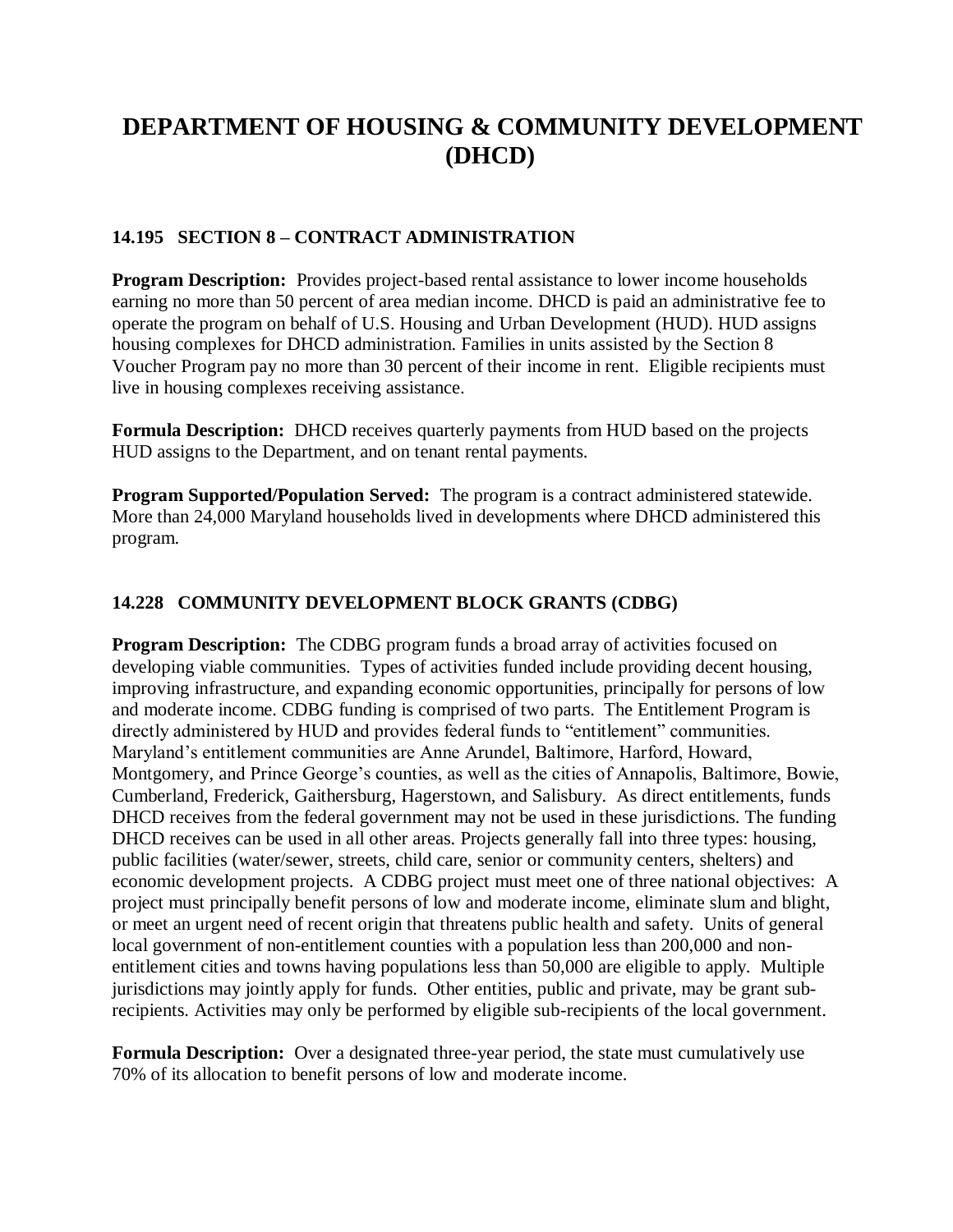# DEPARTMENT OF HOUSING & COMMUNITY DEVELOPMENT (DHCD)

### 14.195 SECTION 8 – CONTRACT ADMINISTRATION

**Program Description:** Provides project-based rental assistance to lower income households earning no more than 50 percent of area median income. DHCD is paid an administrative fee to operate the program on behalf of U.S. Housing and Urban Development (HUD). HUD assigns housing complexes for DHCD administration. Families in units assisted by the Section 8 Voucher Program pay no more than 30 percent of their income in rent. Eligible recipients must live in housing complexes receiving assistance.

**Formula Description:** DHCD receives quarterly payments from HUD based on the projects HUD assigns to the Department, and on tenant rental payments.

**Program Supported/Population Served:** The program is a contract administered statewide. More than 24,000 Maryland households lived in developments where DHCD administered this program.

### 14.228 COMMUNITY DEVELOPMENT BLOCK GRANTS (CDBG)

**Program Description:** The CDBG program funds a broad array of activities focused on developing viable communities. Types of activities funded include providing decent housing, improving infrastructure, and expanding economic opportunities, principally for persons of low and moderate income. CDBG funding is comprised of two parts. The Entitlement Program is directly administered by HUD and provides federal funds to "entitlement" communities. Maryland's entitlement communities are Anne Arundel, Baltimore, Harford, Howard, Montgomery, and Prince George's counties, as well as the cities of Annapolis, Baltimore, Bowie, Cumberland, Frederick, Gaithersburg, Hagerstown, and Salisbury. As direct entitlements, funds DHCD receives from the federal government may not be used in these jurisdictions. The funding DHCD receives can be used in all other areas. Projects generally fall into three types: housing, public facilities (water/sewer, streets, child care, senior or community centers, shelters) and economic development projects. A CDBG project must meet one of three national objectives: A project must principally benefit persons of low and moderate income, eliminate slum and blight, or meet an urgent need of recent origin that threatens public health and safety. Units of general local government of non-entitlement counties with a population less than 200,000 and non-entitlement cities and towns having populations less than 50,000 are eligible to apply. Multiple jurisdictions may jointly apply for funds. Other entities, public and private, may be grant sub-recipients. Activities may only be performed by eligible sub-recipients of the local government.

**Formula Description:** Over a designated three-year period, the state must cumulatively use 70% of its allocation to benefit persons of low and moderate income.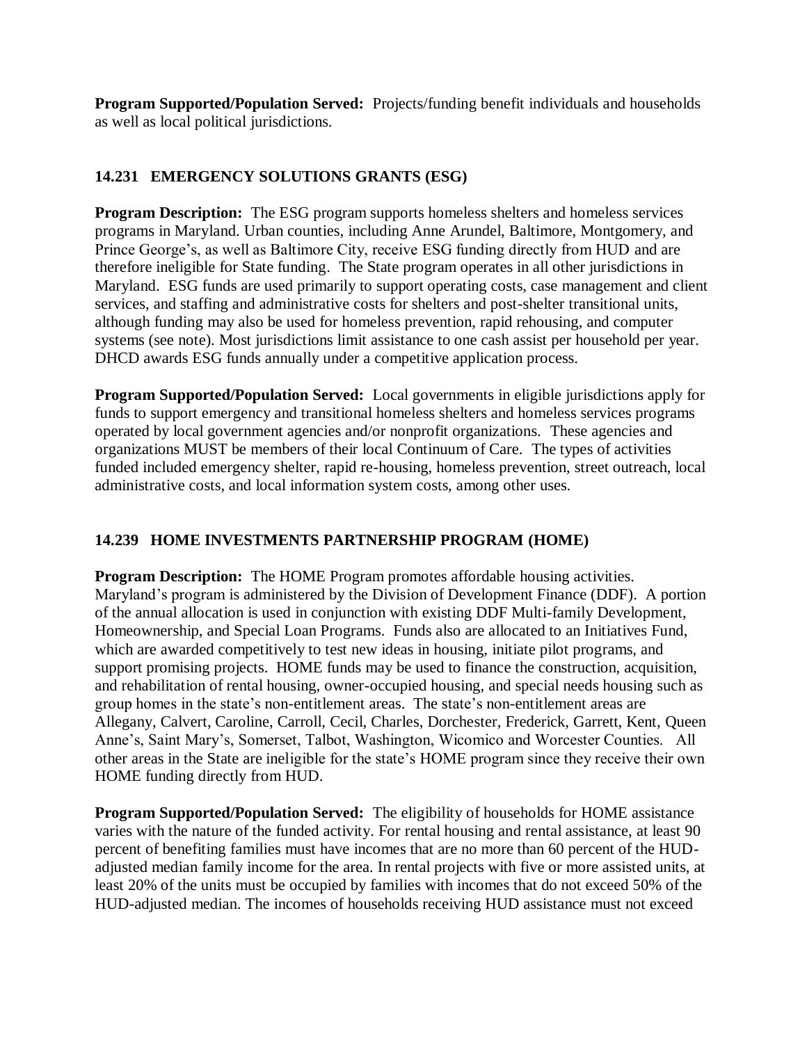**Program Supported/Population Served:** Projects/funding benefit individuals and households as well as local political jurisdictions.

### 14.231 EMERGENCY SOLUTIONS GRANTS (ESG)

**Program Description:** The ESG program supports homeless shelters and homeless services programs in Maryland. Urban counties, including Anne Arundel, Baltimore, Montgomery, and Prince George's, as well as Baltimore City, receive ESG funding directly from HUD and are therefore ineligible for State funding. The State program operates in all other jurisdictions in Maryland. ESG funds are used primarily to support operating costs, case management and client services, and staffing and administrative costs for shelters and post-shelter transitional units, although funding may also be used for homeless prevention, rapid rehousing, and computer systems (see note). Most jurisdictions limit assistance to one cash assist per household per year. DHCD awards ESG funds annually under a competitive application process.

**Program Supported/Population Served:** Local governments in eligible jurisdictions apply for funds to support emergency and transitional homeless shelters and homeless services programs operated by local government agencies and/or nonprofit organizations. These agencies and organizations MUST be members of their local Continuum of Care. The types of activities funded included emergency shelter, rapid re-housing, homeless prevention, street outreach, local administrative costs, and local information system costs, among other uses.

### 14.239 HOME INVESTMENTS PARTNERSHIP PROGRAM (HOME)

**Program Description:** The HOME Program promotes affordable housing activities. Maryland's program is administered by the Division of Development Finance (DDF). A portion of the annual allocation is used in conjunction with existing DDF Multi-family Development, Homeownership, and Special Loan Programs. Funds also are allocated to an Initiatives Fund, which are awarded competitively to test new ideas in housing, initiate pilot programs, and support promising projects. HOME funds may be used to finance the construction, acquisition, and rehabilitation of rental housing, owner-occupied housing, and special needs housing such as group homes in the state's non-entitlement areas. The state's non-entitlement areas are Allegany, Calvert, Caroline, Carroll, Cecil, Charles, Dorchester, Frederick, Garrett, Kent, Queen Anne's, Saint Mary's, Somerset, Talbot, Washington, Wicomico and Worcester Counties. All other areas in the State are ineligible for the state's HOME program since they receive their own HOME funding directly from HUD.

**Program Supported/Population Served:** The eligibility of households for HOME assistance varies with the nature of the funded activity. For rental housing and rental assistance, at least 90 percent of benefiting families must have incomes that are no more than 60 percent of the HUD-adjusted median family income for the area. In rental projects with five or more assisted units, at least 20% of the units must be occupied by families with incomes that do not exceed 50% of the HUD-adjusted median. The incomes of households receiving HUD assistance must not exceed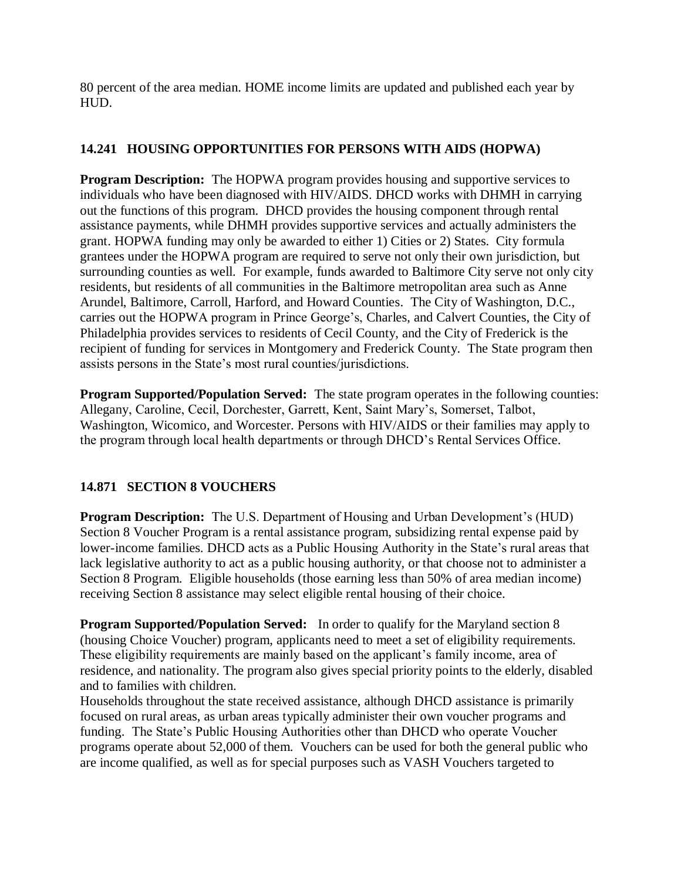80 percent of the area median. HOME income limits are updated and published each year by HUD.

### 14.241 HOUSING OPPORTUNITIES FOR PERSONS WITH AIDS (HOPWA)

**Program Description:** The HOPWA program provides housing and supportive services to individuals who have been diagnosed with HIV/AIDS. DHCD works with DHMH in carrying out the functions of this program. DHCD provides the housing component through rental assistance payments, while DHMH provides supportive services and actually administers the grant. HOPWA funding may only be awarded to either 1) Cities or 2) States. City formula grantees under the HOPWA program are required to serve not only their own jurisdiction, but surrounding counties as well. For example, funds awarded to Baltimore City serve not only city residents, but residents of all communities in the Baltimore metropolitan area such as Anne Arundel, Baltimore, Carroll, Harford, and Howard Counties. The City of Washington, D.C., carries out the HOPWA program in Prince George's, Charles, and Calvert Counties, the City of Philadelphia provides services to residents of Cecil County, and the City of Frederick is the recipient of funding for services in Montgomery and Frederick County. The State program then assists persons in the State's most rural counties/jurisdictions.

**Program Supported/Population Served:** The state program operates in the following counties: Allegany, Caroline, Cecil, Dorchester, Garrett, Kent, Saint Mary's, Somerset, Talbot, Washington, Wicomico, and Worcester. Persons with HIV/AIDS or their families may apply to the program through local health departments or through DHCD's Rental Services Office.

### 14.871 SECTION 8 VOUCHERS

**Program Description:** The U.S. Department of Housing and Urban Development's (HUD) Section 8 Voucher Program is a rental assistance program, subsidizing rental expense paid by lower-income families. DHCD acts as a Public Housing Authority in the State's rural areas that lack legislative authority to act as a public housing authority, or that choose not to administer a Section 8 Program. Eligible households (those earning less than 50% of area median income) receiving Section 8 assistance may select eligible rental housing of their choice.

**Program Supported/Population Served:** In order to qualify for the Maryland section 8 (housing Choice Voucher) program, applicants need to meet a set of eligibility requirements. These eligibility requirements are mainly based on the applicant's family income, area of residence, and nationality. The program also gives special priority points to the elderly, disabled and to families with children.

Households throughout the state received assistance, although DHCD assistance is primarily focused on rural areas, as urban areas typically administer their own voucher programs and funding. The State's Public Housing Authorities other than DHCD who operate Voucher programs operate about 52,000 of them. Vouchers can be used for both the general public who are income qualified, as well as for special purposes such as VASH Vouchers targeted to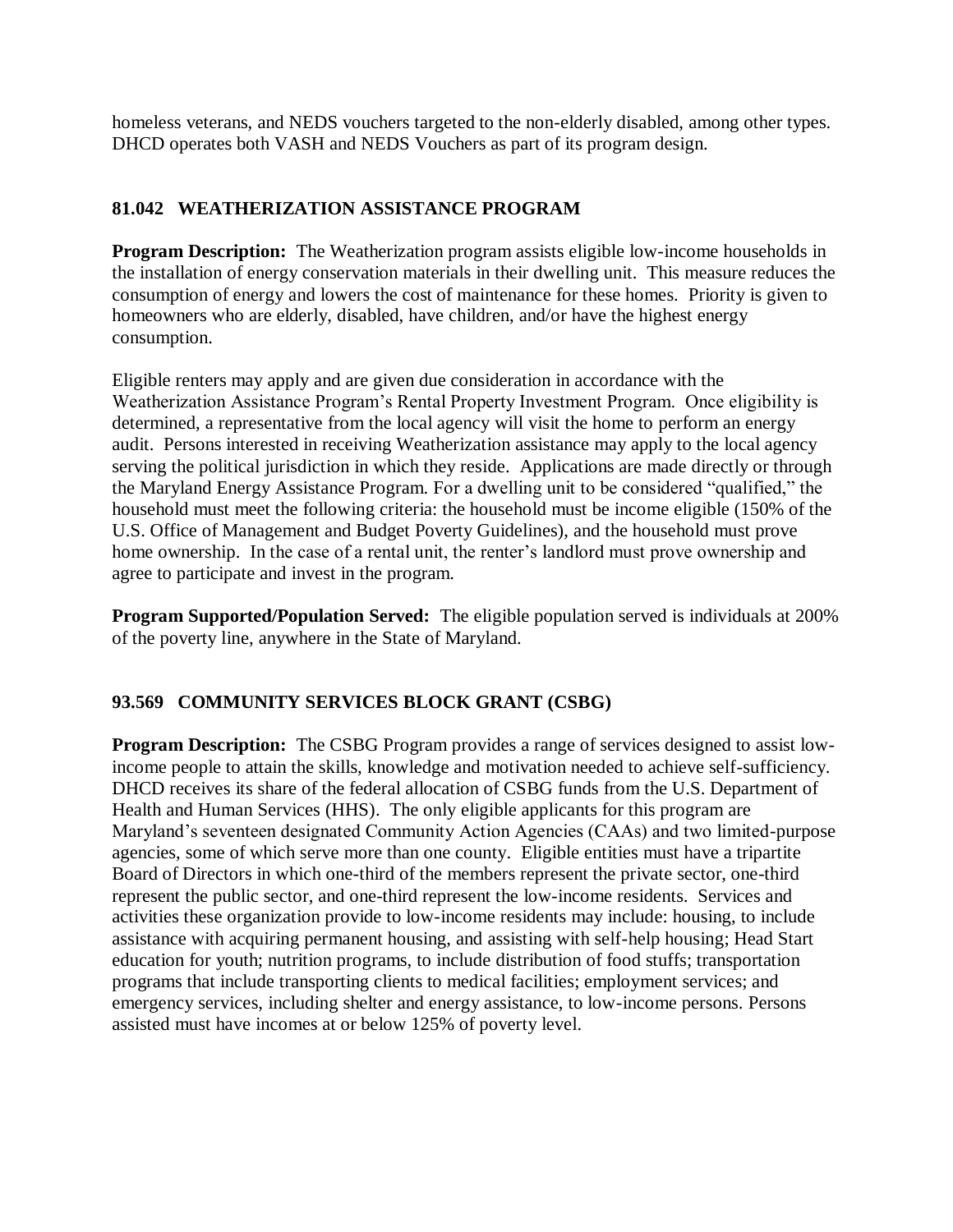homeless veterans, and NEDS vouchers targeted to the non-elderly disabled, among other types. DHCD operates both VASH and NEDS Vouchers as part of its program design.

### 81.042 WEATHERIZATION ASSISTANCE PROGRAM

**Program Description:** The Weatherization program assists eligible low-income households in the installation of energy conservation materials in their dwelling unit. This measure reduces the consumption of energy and lowers the cost of maintenance for these homes. Priority is given to homeowners who are elderly, disabled, have children, and/or have the highest energy consumption.

Eligible renters may apply and are given due consideration in accordance with the Weatherization Assistance Program's Rental Property Investment Program. Once eligibility is determined, a representative from the local agency will visit the home to perform an energy audit. Persons interested in receiving Weatherization assistance may apply to the local agency serving the political jurisdiction in which they reside. Applications are made directly or through the Maryland Energy Assistance Program. For a dwelling unit to be considered "qualified," the household must meet the following criteria: the household must be income eligible (150% of the U.S. Office of Management and Budget Poverty Guidelines), and the household must prove home ownership. In the case of a rental unit, the renter's landlord must prove ownership and agree to participate and invest in the program.

**Program Supported/Population Served:** The eligible population served is individuals at 200% of the poverty line, anywhere in the State of Maryland.

### 93.569 COMMUNITY SERVICES BLOCK GRANT (CSBG)

**Program Description:** The CSBG Program provides a range of services designed to assist low-income people to attain the skills, knowledge and motivation needed to achieve self-sufficiency. DHCD receives its share of the federal allocation of CSBG funds from the U.S. Department of Health and Human Services (HHS). The only eligible applicants for this program are Maryland's seventeen designated Community Action Agencies (CAAs) and two limited-purpose agencies, some of which serve more than one county. Eligible entities must have a tripartite Board of Directors in which one-third of the members represent the private sector, one-third represent the public sector, and one-third represent the low-income residents. Services and activities these organization provide to low-income residents may include: housing, to include assistance with acquiring permanent housing, and assisting with self-help housing; Head Start education for youth; nutrition programs, to include distribution of food stuffs; transportation programs that include transporting clients to medical facilities; employment services; and emergency services, including shelter and energy assistance, to low-income persons. Persons assisted must have incomes at or below 125% of poverty level.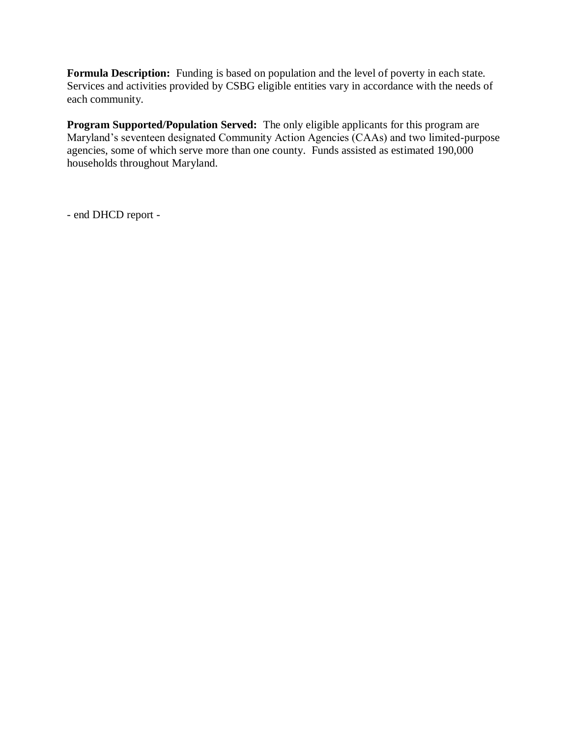**Formula Description:** Funding is based on population and the level of poverty in each state. Services and activities provided by CSBG eligible entities vary in accordance with the needs of each community.

**Program Supported/Population Served:** The only eligible applicants for this program are Maryland's seventeen designated Community Action Agencies (CAAs) and two limited-purpose agencies, some of which serve more than one county. Funds assisted as estimated 190,000 households throughout Maryland.

- end DHCD report -